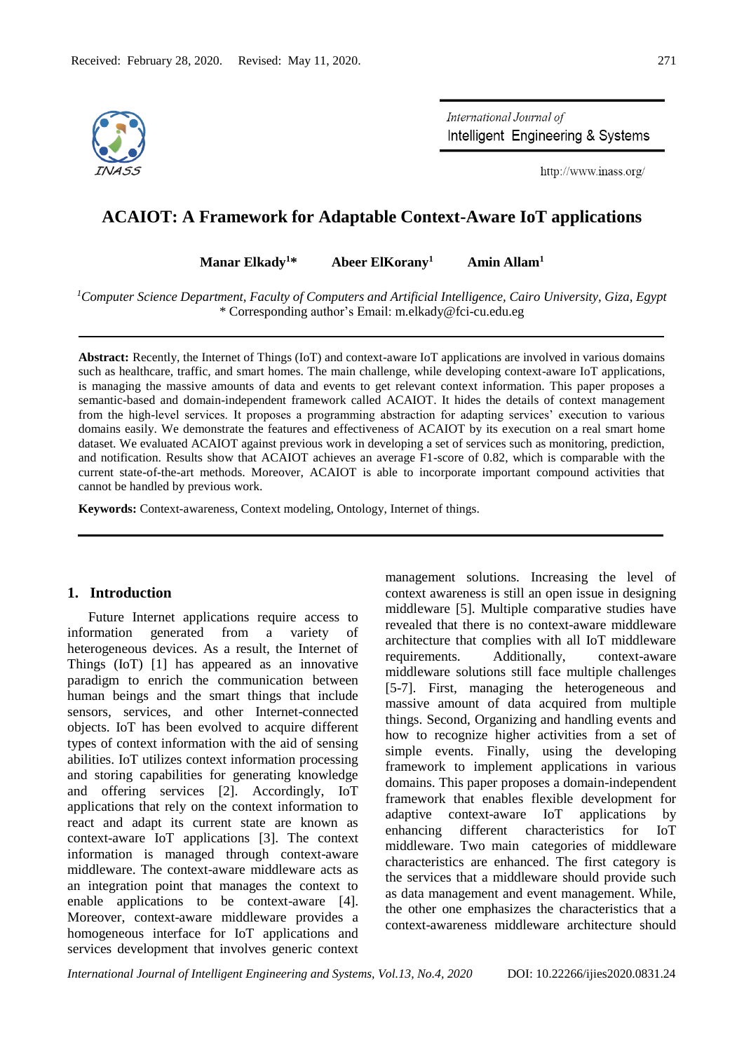Received: February 28, 2020. Revised: May 11, 2020.

# ACAIOT: A Framework for Adaptable Context-Aware IoT applications

**Manar Elkady[1]\*** **Abeer ElKorany[1]** **Amin Allam[1]**

[1]Computer Science Department, Faculty of Computers and Artificial Intelligence, Cairo University, Giza, Egypt
\* Corresponding author's Email: m.elkady@fci-cu.edu.eg

**Abstract:** Recently, the Internet of Things (IoT) and context-aware IoT applications are involved in various domains such as healthcare, traffic, and smart homes. The main challenge, while developing context-aware IoT applications, is managing the massive amounts of data and events to get relevant context information. This paper proposes a semantic-based and domain-independent framework called ACAIOT. It hides the details of context management from the high-level services. It proposes a programming abstraction for adapting services' execution to various domains easily. We demonstrate the features and effectiveness of ACAIOT by its execution on a real smart home dataset. We evaluated ACAIOT against previous work in developing a set of services such as monitoring, prediction, and notification. Results show that ACAIOT achieves an average F1-score of 0.82, which is comparable with the current state-of-the-art methods. Moreover, ACAIOT is able to incorporate important compound activities that cannot be handled by previous work.

**Keywords:** Context-awareness, Context modeling, Ontology, Internet of things.

## 1. Introduction

Future Internet applications require access to information generated from a variety of heterogeneous devices. As a result, the Internet of Things (IoT) [1] has appeared as an innovative paradigm to enrich the communication between human beings and the smart things that include sensors, services, and other Internet-connected objects. IoT has been evolved to acquire different types of context information with the aid of sensing abilities. IoT utilizes context information processing and storing capabilities for generating knowledge and offering services [2]. Accordingly, IoT applications that rely on the context information to react and adapt its current state are known as context-aware IoT applications [3]. The context information is managed through context-aware middleware. The context-aware middleware acts as an integration point that manages the context to enable applications to be context-aware [4]. Moreover, context-aware middleware provides a homogeneous interface for IoT applications and services development that involves generic context management solutions. Increasing the level of context awareness is still an open issue in designing middleware [5]. Multiple comparative studies have revealed that there is no context-aware middleware architecture that complies with all IoT middleware requirements. Additionally, context-aware middleware solutions still face multiple challenges [5-7]. First, managing the heterogeneous and massive amount of data acquired from multiple things. Second, Organizing and handling events and how to recognize higher activities from a set of simple events. Finally, using the developing framework to implement applications in various domains. This paper proposes a domain-independent framework that enables flexible development for adaptive context-aware IoT applications by enhancing different characteristics for IoT middleware. Two main categories of middleware characteristics are enhanced. The first category is the services that a middleware should provide such as data management and event management. While, the other one emphasizes the characteristics that a context-awareness middleware architecture should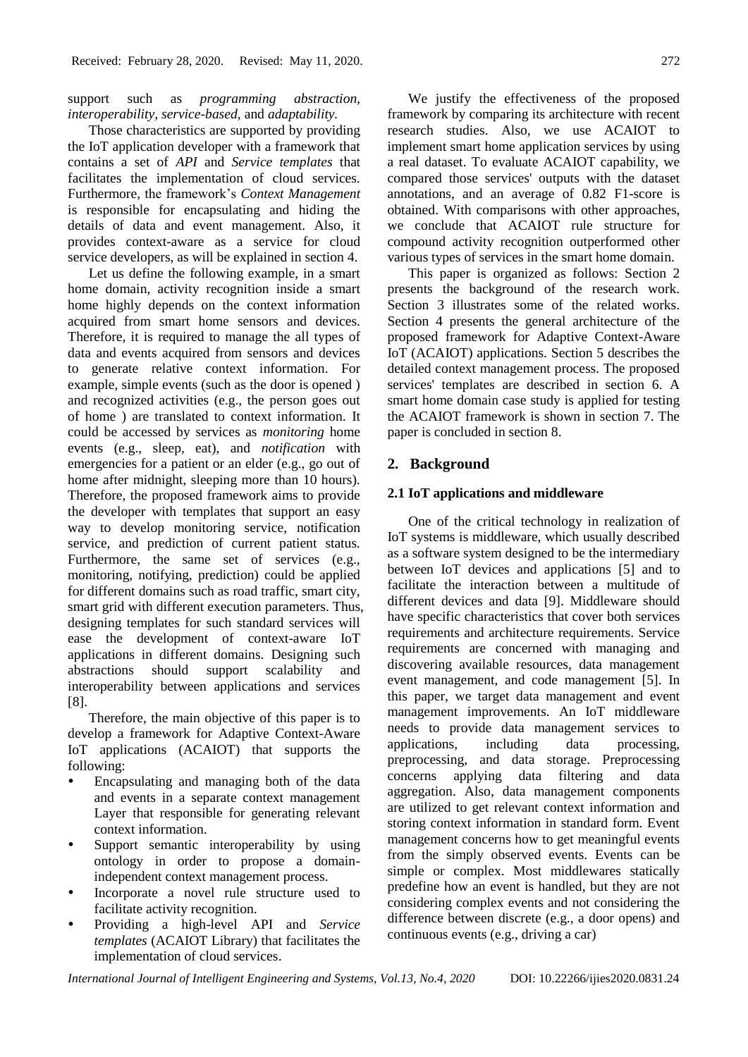support such as *programming abstraction, interoperability, service-based,* and *adaptability.*

Those characteristics are supported by providing the IoT application developer with a framework that contains a set of *API* and *Service templates* that facilitates the implementation of cloud services. Furthermore, the framework's *Context Management* is responsible for encapsulating and hiding the details of data and event management. Also, it provides context-aware as a service for cloud service developers, as will be explained in section 4.

Let us define the following example, in a smart home domain, activity recognition inside a smart home highly depends on the context information acquired from smart home sensors and devices. Therefore, it is required to manage the all types of data and events acquired from sensors and devices to generate relative context information. For example, simple events (such as the door is opened ) and recognized activities (e.g., the person goes out of home ) are translated to context information. It could be accessed by services as *monitoring* home events (e.g., sleep, eat), and *notification* with emergencies for a patient or an elder (e.g., go out of home after midnight, sleeping more than 10 hours). Therefore, the proposed framework aims to provide the developer with templates that support an easy way to develop monitoring service, notification service, and prediction of current patient status. Furthermore, the same set of services (e.g., monitoring, notifying, prediction) could be applied for different domains such as road traffic, smart city, smart grid with different execution parameters. Thus, designing templates for such standard services will ease the development of context-aware IoT applications in different domains. Designing such abstractions should support scalability and interoperability between applications and services [8].

Therefore, the main objective of this paper is to develop a framework for Adaptive Context-Aware IoT applications (ACAIOT) that supports the following:

- Encapsulating and managing both of the data and events in a separate context management Layer that responsible for generating relevant context information.
- Support semantic interoperability by using ontology in order to propose a domain-independent context management process.
- Incorporate a novel rule structure used to facilitate activity recognition.
- Providing a high-level API and *Service templates* (ACAIOT Library) that facilitates the implementation of cloud services.

We justify the effectiveness of the proposed framework by comparing its architecture with recent research studies. Also, we use ACAIOT to implement smart home application services by using a real dataset. To evaluate ACAIOT capability, we compared those services' outputs with the dataset annotations, and an average of 0.82 F1-score is obtained. With comparisons with other approaches, we conclude that ACAIOT rule structure for compound activity recognition outperformed other various types of services in the smart home domain.

This paper is organized as follows: Section 2 presents the background of the research work. Section 3 illustrates some of the related works. Section 4 presents the general architecture of the proposed framework for Adaptive Context-Aware IoT (ACAIOT) applications. Section 5 describes the detailed context management process. The proposed services' templates are described in section 6. A smart home domain case study is applied for testing the ACAIOT framework is shown in section 7. The paper is concluded in section 8.

## 2. Background

### 2.1 IoT applications and middleware

One of the critical technology in realization of IoT systems is middleware, which usually described as a software system designed to be the intermediary between IoT devices and applications [5] and to facilitate the interaction between a multitude of different devices and data [9]. Middleware should have specific characteristics that cover both services requirements and architecture requirements. Service requirements are concerned with managing and discovering available resources, data management event management, and code management [5]. In this paper, we target data management and event management improvements. An IoT middleware needs to provide data management services to applications, including data processing, preprocessing, and data storage. Preprocessing concerns applying data filtering and data aggregation. Also, data management components are utilized to get relevant context information and storing context information in standard form. Event management concerns how to get meaningful events from the simply observed events. Events can be simple or complex. Most middlewares statically predefine how an event is handled, but they are not considering complex events and not considering the difference between discrete (e.g., a door opens) and continuous events (e.g., driving a car)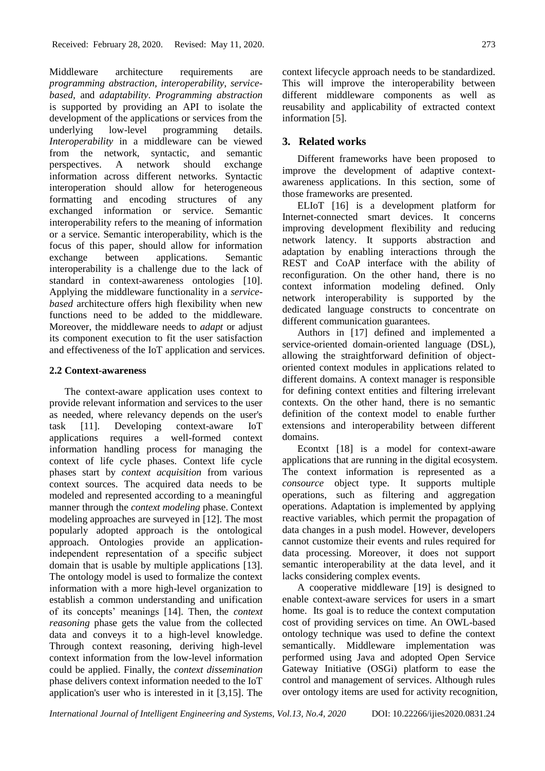Middleware architecture requirements are *programming abstraction, interoperability, service-based,* and *adaptability*. *Programming abstraction* is supported by providing an API to isolate the development of the applications or services from the underlying low-level programming details. *Interoperability* in a middleware can be viewed from the network, syntactic, and semantic perspectives. A network should exchange information across different networks. Syntactic interoperation should allow for heterogeneous formatting and encoding structures of any exchanged information or service. Semantic interoperability refers to the meaning of information or a service. Semantic interoperability, which is the focus of this paper, should allow for information exchange between applications. Semantic interoperability is a challenge due to the lack of standard in context-awareness ontologies [10]. Applying the middleware functionality in a *service-based* architecture offers high flexibility when new functions need to be added to the middleware. Moreover, the middleware needs to *adapt* or adjust its component execution to fit the user satisfaction and effectiveness of the IoT application and services.

### 2.2 Context-awareness

The context-aware application uses context to provide relevant information and services to the user as needed, where relevancy depends on the user's task [11]. Developing context-aware IoT applications requires a well-formed context information handling process for managing the context of life cycle phases. Context life cycle phases start by *context acquisition* from various context sources. The acquired data needs to be modeled and represented according to a meaningful manner through the *context modeling* phase. Context modeling approaches are surveyed in [12]. The most popularly adopted approach is the ontological approach. Ontologies provide an application-independent representation of a specific subject domain that is usable by multiple applications [13]. The ontology model is used to formalize the context information with a more high-level organization to establish a common understanding and unification of its concepts' meanings [14]. Then, the *context reasoning* phase gets the value from the collected data and conveys it to a high-level knowledge. Through context reasoning, deriving high-level context information from the low-level information could be applied. Finally, the *context dissemination* phase delivers context information needed to the IoT application's user who is interested in it [3,15]. The context lifecycle approach needs to be standardized. This will improve the interoperability between different middleware components as well as reusability and applicability of extracted context information [5].

## 3. Related works

Different frameworks have been proposed to improve the development of adaptive context-awareness applications. In this section, some of those frameworks are presented.

ELIoT [16] is a development platform for Internet-connected smart devices. It concerns improving development flexibility and reducing network latency. It supports abstraction and adaptation by enabling interactions through the REST and CoAP interface with the ability of reconfiguration. On the other hand, there is no context information modeling defined. Only network interoperability is supported by the dedicated language constructs to concentrate on different communication guarantees.

Authors in [17] defined and implemented a service-oriented domain-oriented language (DSL), allowing the straightforward definition of object-oriented context modules in applications related to different domains. A context manager is responsible for defining context entities and filtering irrelevant contexts. On the other hand, there is no semantic definition of the context model to enable further extensions and interoperability between different domains.

Econtxt [18] is a model for context-aware applications that are running in the digital ecosystem. The context information is represented as a *consource* object type. It supports multiple operations, such as filtering and aggregation operations. Adaptation is implemented by applying reactive variables, which permit the propagation of data changes in a push model. However, developers cannot customize their events and rules required for data processing. Moreover, it does not support semantic interoperability at the data level, and it lacks considering complex events.

A cooperative middleware [19] is designed to enable context-aware services for users in a smart home. Its goal is to reduce the context computation cost of providing services on time. An OWL-based ontology technique was used to define the context semantically. Middleware implementation was performed using Java and adopted Open Service Gateway Initiative (OSGi) platform to ease the control and management of services. Although rules over ontology items are used for activity recognition,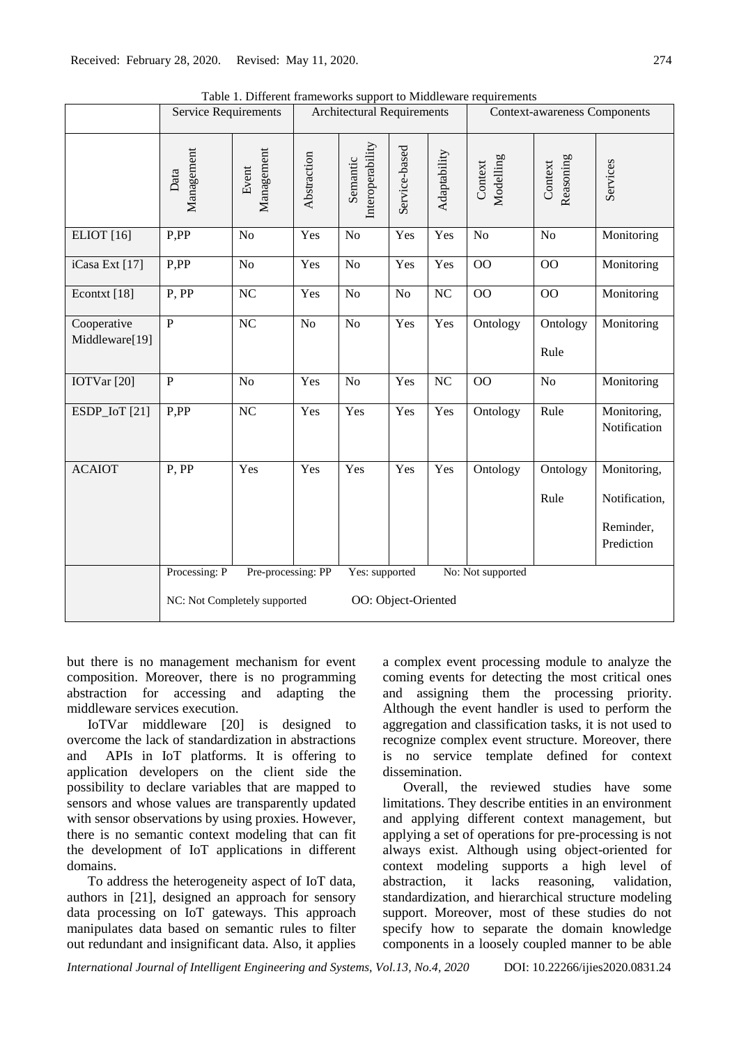Table 1. Different frameworks support to Middleware requirements

| | Service Requirements | | Architectural Requirements | | | | Context-awareness Components | | |
|---|---|---|---|---|---|---|---|---|---|
| | Data Management | Event Management | Abstraction | Semantic Interoperability | Service-based | Adaptability | Context Modelling | Context Reasoning | Services |
| ELIOT [16] | P,PP | No | Yes | No | Yes | Yes | No | No | Monitoring |
| iCasa Ext [17] | P,PP | No | Yes | No | Yes | Yes | OO | OO | Monitoring |
| Econtxt [18] | P, PP | NC | Yes | No | No | NC | OO | OO | Monitoring |
| Cooperative Middleware[19] | P | NC | No | No | Yes | Yes | Ontology | Ontology Rule | Monitoring |
| IOTVar [20] | P | No | Yes | No | Yes | NC | OO | No | Monitoring |
| ESDP_IoT [21] | P,PP | NC | Yes | Yes | Yes | Yes | Ontology | Rule | Monitoring, Notification |
| ACAIOT | P, PP | Yes | Yes | Yes | Yes | Yes | Ontology | Ontology Rule | Monitoring, Notification, Reminder, Prediction |
| | Processing: P Pre-processing: PP Yes: supported No: Not supported NC: Not Completely supported OO: Object-Oriented | | | | | | | | |

but there is no management mechanism for event composition. Moreover, there is no programming abstraction for accessing and adapting the middleware services execution.

IoTVar middleware [20] is designed to overcome the lack of standardization in abstractions and APIs in IoT platforms. It is offering to application developers on the client side the possibility to declare variables that are mapped to sensors and whose values are transparently updated with sensor observations by using proxies. However, there is no semantic context modeling that can fit the development of IoT applications in different domains.

To address the heterogeneity aspect of IoT data, authors in [21], designed an approach for sensory data processing on IoT gateways. This approach manipulates data based on semantic rules to filter out redundant and insignificant data. Also, it applies a complex event processing module to analyze the coming events for detecting the most critical ones and assigning them the processing priority. Although the event handler is used to perform the aggregation and classification tasks, it is not used to recognize complex event structure. Moreover, there is no service template defined for context dissemination.

Overall, the reviewed studies have some limitations. They describe entities in an environment and applying different context management, but applying a set of operations for pre-processing is not always exist. Although using object-oriented for context modeling supports a high level of abstraction, it lacks reasoning, validation, standardization, and hierarchical structure modeling support. Moreover, most of these studies do not specify how to separate the domain knowledge components in a loosely coupled manner to be able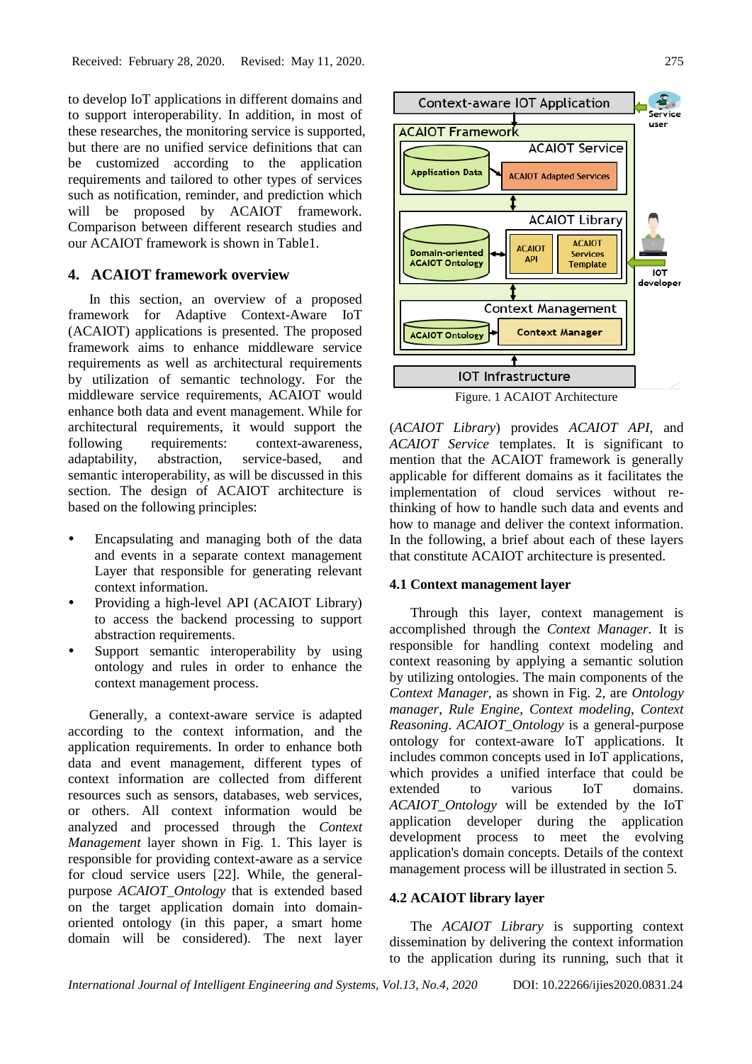to develop IoT applications in different domains and to support interoperability. In addition, in most of these researches, the monitoring service is supported, but there are no unified service definitions that can be customized according to the application requirements and tailored to other types of services such as notification, reminder, and prediction which will be proposed by ACAIOT framework. Comparison between different research studies and our ACAIOT framework is shown in Table1.

## 4. ACAIOT framework overview

In this section, an overview of a proposed framework for Adaptive Context-Aware IoT (ACAIOT) applications is presented. The proposed framework aims to enhance middleware service requirements as well as architectural requirements by utilization of semantic technology. For the middleware service requirements, ACAIOT would enhance both data and event management. While for architectural requirements, it would support the following requirements: context-awareness, adaptability, abstraction, service-based, and semantic interoperability, as will be discussed in this section. The design of ACAIOT architecture is based on the following principles:

- Encapsulating and managing both of the data and events in a separate context management Layer that responsible for generating relevant context information.
- Providing a high-level API (ACAIOT Library) to access the backend processing to support abstraction requirements.
- Support semantic interoperability by using ontology and rules in order to enhance the context management process.

Generally, a context-aware service is adapted according to the context information, and the application requirements. In order to enhance both data and event management, different types of context information are collected from different resources such as sensors, databases, web services, or others. All context information would be analyzed and processed through the *Context Management* layer shown in Fig. 1. This layer is responsible for providing context-aware as a service for cloud service users [22]. While, the general-purpose *ACAIOT_Ontology* that is extended based on the target application domain into domain-oriented ontology (in this paper, a smart home domain will be considered). The next layer

Figure. 1 ACAIOT Architecture

(*ACAIOT Library*) provides *ACAIOT API*, and *ACAIOT Service* templates. It is significant to mention that the ACAIOT framework is generally applicable for different domains as it facilitates the implementation of cloud services without re-thinking of how to handle such data and events and how to manage and deliver the context information. In the following, a brief about each of these layers that constitute ACAIOT architecture is presented.

### 4.1 Context management layer

Through this layer, context management is accomplished through the *Context Manager.* It is responsible for handling context modeling and context reasoning by applying a semantic solution by utilizing ontologies. The main components of the *Context Manager,* as shown in Fig. 2, are *Ontology manager*, *Rule Engine*, *Context modeling*, *Context Reasoning*. *ACAIOT_Ontology* is a general-purpose ontology for context-aware IoT applications. It includes common concepts used in IoT applications, which provides a unified interface that could be extended to various IoT domains. *ACAIOT_Ontology* will be extended by the IoT application developer during the application development process to meet the evolving application's domain concepts. Details of the context management process will be illustrated in section 5.

### 4.2 ACAIOT library layer

The *ACAIOT Library* is supporting context dissemination by delivering the context information to the application during its running, such that it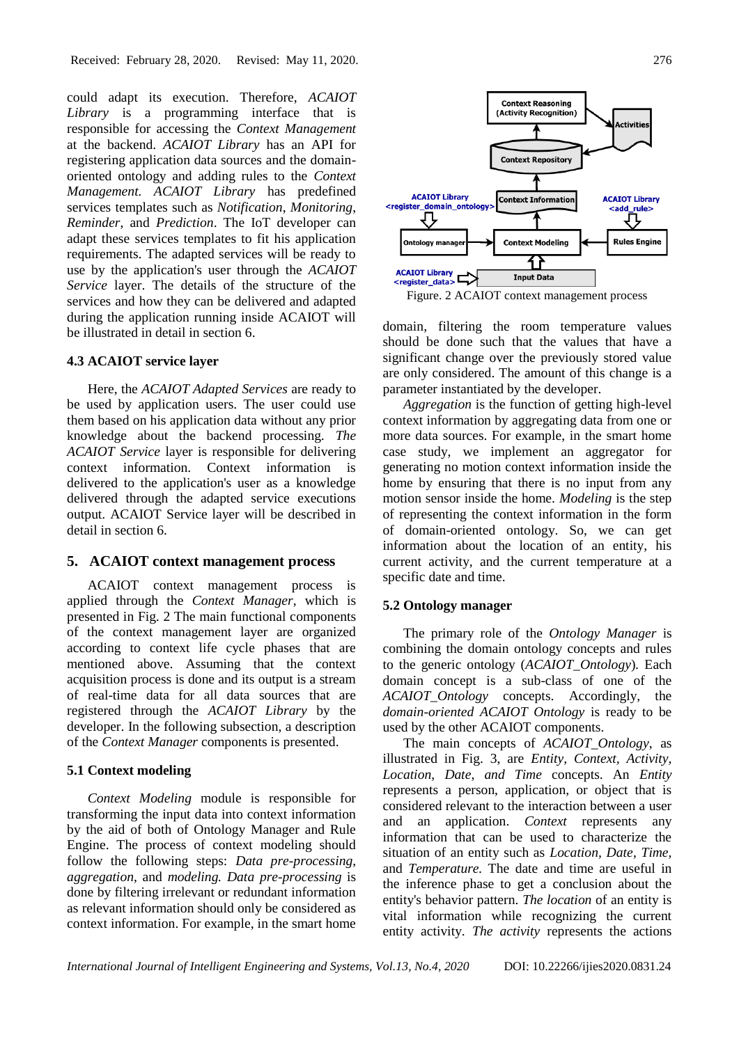could adapt its execution. Therefore, *ACAIOT Library* is a programming interface that is responsible for accessing the *Context Management* at the backend. *ACAIOT Library* has an API for registering application data sources and the domain-oriented ontology and adding rules to the *Context Management. ACAIOT Library* has predefined services templates such as *Notification*, *Monitoring*, *Reminder*, and *Prediction*. The IoT developer can adapt these services templates to fit his application requirements. The adapted services will be ready to use by the application's user through the *ACAIOT Service* layer. The details of the structure of the services and how they can be delivered and adapted during the application running inside ACAIOT will be illustrated in detail in section 6.

### 4.3 ACAIOT service layer

Here, the *ACAIOT Adapted Services* are ready to be used by application users. The user could use them based on his application data without any prior knowledge about the backend processing. *The ACAIOT Service* layer is responsible for delivering context information. Context information is delivered to the application's user as a knowledge delivered through the adapted service executions output. ACAIOT Service layer will be described in detail in section 6.

## 5. ACAIOT context management process

ACAIOT context management process is applied through the *Context Manager*, which is presented in Fig. 2 The main functional components of the context management layer are organized according to context life cycle phases that are mentioned above. Assuming that the context acquisition process is done and its output is a stream of real-time data for all data sources that are registered through the *ACAIOT Library* by the developer. In the following subsection, a description of the *Context Manager* components is presented.

### 5.1 Context modeling

*Context Modeling* module is responsible for transforming the input data into context information by the aid of both of Ontology Manager and Rule Engine. The process of context modeling should follow the following steps: *Data pre-processing*, *aggregation*, and *modeling. Data pre-processing* is done by filtering irrelevant or redundant information as relevant information should only be considered as context information. For example, in the smart home domain, filtering the room temperature values should be done such that the values that have a significant change over the previously stored value are only considered. The amount of this change is a parameter instantiated by the developer.

Figure. 2 ACAIOT context management process

*Aggregation* is the function of getting high-level context information by aggregating data from one or more data sources. For example, in the smart home case study, we implement an aggregator for generating no motion context information inside the home by ensuring that there is no input from any motion sensor inside the home. *Modeling* is the step of representing the context information in the form of domain-oriented ontology. So, we can get information about the location of an entity, his current activity, and the current temperature at a specific date and time.

### 5.2 Ontology manager

The primary role of the *Ontology Manager* is combining the domain ontology concepts and rules to the generic ontology (*ACAIOT_Ontology*)*.* Each domain concept is a sub-class of one of the *ACAIOT_Ontology* concepts. Accordingly, the *domain-oriented ACAIOT Ontology* is ready to be used by the other ACAIOT components.

The main concepts of *ACAIOT_Ontology*, as illustrated in Fig. 3, are *Entity, Context, Activity, Location, Date, and Time* concepts. An *Entity* represents a person, application, or object that is considered relevant to the interaction between a user and an application. *Context* represents any information that can be used to characterize the situation of an entity such as *Location, Date, Time,* and *Temperature.* The date and time are useful in the inference phase to get a conclusion about the entity's behavior pattern. *The location* of an entity is vital information while recognizing the current entity activity. *The activity* represents the actions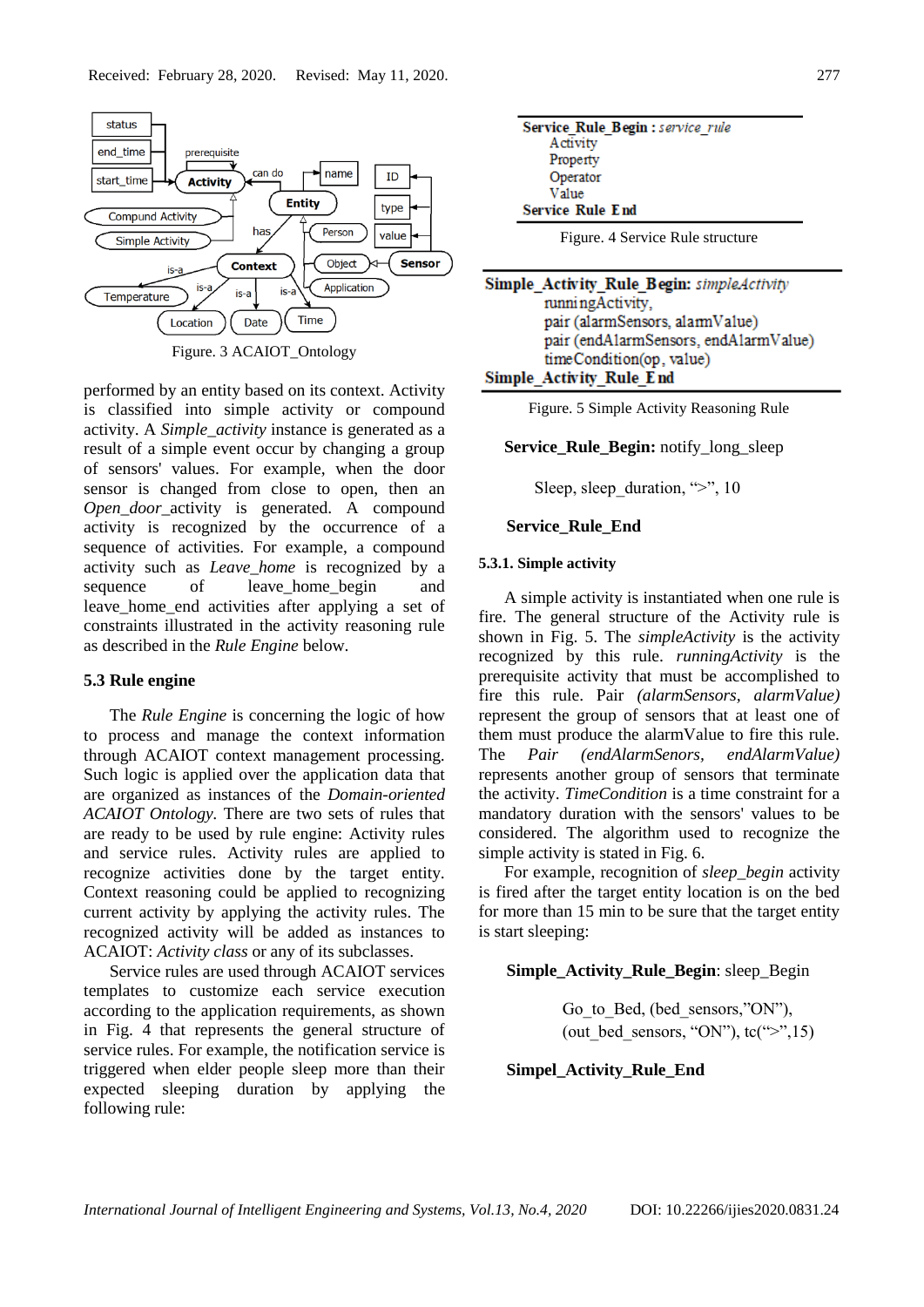Received: February 28, 2020. Revised: May 11, 2020.

Figure. 3 ACAIOT_Ontology

performed by an entity based on its context. Activity is classified into simple activity or compound activity. A *Simple_activity* instance is generated as a result of a simple event occur by changing a group of sensors' values. For example, when the door sensor is changed from close to open, then an *Open_door*_activity is generated. A compound activity is recognized by the occurrence of a sequence of activities. For example, a compound activity such as *Leave_home* is recognized by a sequence of leave_home_begin and leave_home_end activities after applying a set of constraints illustrated in the activity reasoning rule as described in the *Rule Engine* below.

### 5.3 Rule engine

The *Rule Engine* is concerning the logic of how to process and manage the context information through ACAIOT context management processing. Such logic is applied over the application data that are organized as instances of the *Domain-oriented ACAIOT Ontology*. There are two sets of rules that are ready to be used by rule engine: Activity rules and service rules. Activity rules are applied to recognize activities done by the target entity. Context reasoning could be applied to recognizing current activity by applying the activity rules. The recognized activity will be added as instances to ACAIOT: *Activity class* or any of its subclasses.

Service rules are used through ACAIOT services templates to customize each service execution according to the application requirements, as shown in Fig. 4 that represents the general structure of service rules. For example, the notification service is triggered when elder people sleep more than their expected sleeping duration by applying the following rule:

```
Service_Rule_Begin : service_rule
    Activity
    Property
    Operator
    Value
Service Rule End
```

Figure. 4 Service Rule structure

```
Simple_Activity_Rule_Begin: simpleActivity
    runningActivity,
    pair (alarmSensors, alarmValue)
    pair (endAlarmSensors, endAlarmValue)
    timeCondition(op, value)
Simple_Activity_Rule_End
```

Figure. 5 Simple Activity Reasoning Rule

**Service_Rule_Begin:** notify_long_sleep

Sleep, sleep_duration, ">", 10

**Service_Rule_End**

#### 5.3.1. Simple activity

A simple activity is instantiated when one rule is fire. The general structure of the Activity rule is shown in Fig. 5. The *simpleActivity* is the activity recognized by this rule. *runningActivity* is the prerequisite activity that must be accomplished to fire this rule. Pair *(alarmSensors, alarmValue)* represent the group of sensors that at least one of them must produce the alarmValue to fire this rule. The *Pair (endAlarmSenors, endAlarmValue)* represents another group of sensors that terminate the activity. *TimeCondition* is a time constraint for a mandatory duration with the sensors' values to be considered. The algorithm used to recognize the simple activity is stated in Fig. 6.

For example, recognition of *sleep_begin* activity is fired after the target entity location is on the bed for more than 15 min to be sure that the target entity is start sleeping:

**Simple_Activity_Rule_Begin**: sleep_Begin

Go_to_Bed, (bed_sensors,"ON"),
(out_bed_sensors, "ON"), tc(">",15)

**Simpel_Activity_Rule_End**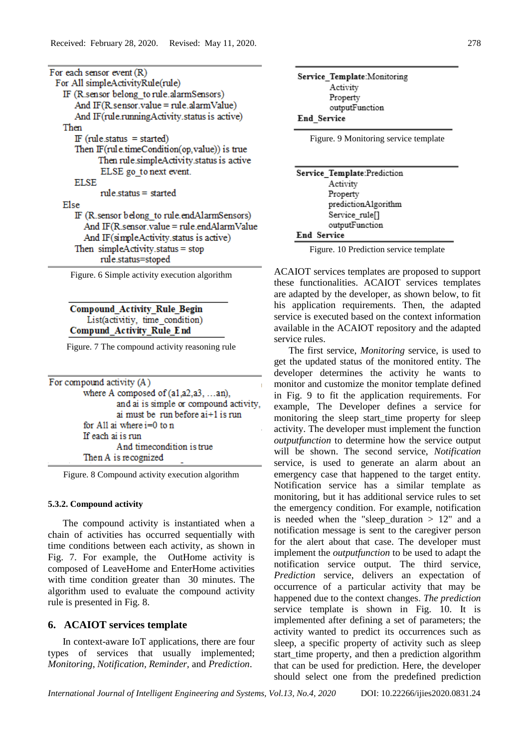```
For each sensor event (R)
  For All simpleActivityRule(rule)
    IF (R.sensor belong_to rule.alarmSensors)
        And IF(R.sensor.value = rule.alarmValue)
        And IF(rule.runningActivity.status is active)
    Then
        IF (rule.status  = started)
        Then IF(rule.timeCondition(op,value)) is true
             Then rule.simpleActivity.status is active
              ELSE go_to next event.
        ELSE
             rule.status = started
  Else
        IF (R.sensor belong_to rule.endAlarmSensors)
           And IF(R.sensor.value = rule.endAlarmValue
           And IF(simpleActivity.status is active)
        Then  simpleActivity.status = stop
             rule.status=stoped
```

Figure. 6 Simple activity execution algorithm

```
Compound_Activity_Rule_Begin
     List(activitiy,  time_condition)
Compund_Activity_Rule_End
```

Figure. 7 The compound activity reasoning rule

```
For compound activity (A)
       where A composed of (a1,a2,a3, …an),
             and ai is simple or compound activity,
             ai must be  run before ai+1 is run
       for All ai where i=0 to n
       If each ai is run
             And timecondition is true
       Then A is recognized
```

Figure. 8 Compound activity execution algorithm

#### 5.3.2. Compound activity

The compound activity is instantiated when a chain of activities has occurred sequentially with time conditions between each activity, as shown in Fig. 7. For example, the OutHome activity is composed of LeaveHome and EnterHome activities with time condition greater than 30 minutes. The algorithm used to evaluate the compound activity rule is presented in Fig. 8.

## 6. ACAIOT services template

In context-aware IoT applications, there are four types of services that usually implemented; *Monitoring*, *Notification, Reminder,* and *Prediction*.

```
Service_Template:Monitoring
          Activity
          Property
          outputFunction
End_Service
```

Figure. 9 Monitoring service template

```
Service_Template:Prediction
          Activity
          Property
          predictionAlgorithm
          Service_rule[]
          outputFunction
End  Service
```

Figure. 10 Prediction service template

ACAIOT services templates are proposed to support these functionalities. ACAIOT services templates are adapted by the developer, as shown below, to fit his application requirements. Then, the adapted service is executed based on the context information available in the ACAIOT repository and the adapted service rules.

The first service, *Monitoring* service, is used to get the updated status of the monitored entity. The developer determines the activity he wants to monitor and customize the monitor template defined in Fig. 9 to fit the application requirements. For example, The Developer defines a service for monitoring the sleep start_time property for sleep activity. The developer must implement the function *outputfunction* to determine how the service output will be shown. The second service, *Notification* service, is used to generate an alarm about an emergency case that happened to the target entity. Notification service has a similar template as monitoring, but it has additional service rules to set the emergency condition. For example, notification is needed when the "sleep_duration > 12" and a notification message is sent to the caregiver person for the alert about that case. The developer must implement the *outputfunction* to be used to adapt the notification service output. The third service, *Prediction* service, delivers an expectation of occurrence of a particular activity that may be happened due to the context changes. *The prediction* service template is shown in Fig. 10. It is implemented after defining a set of parameters; the activity wanted to predict its occurrences such as sleep, a specific property of activity such as sleep start_time property, and then a prediction algorithm that can be used for prediction. Here, the developer should select one from the predefined prediction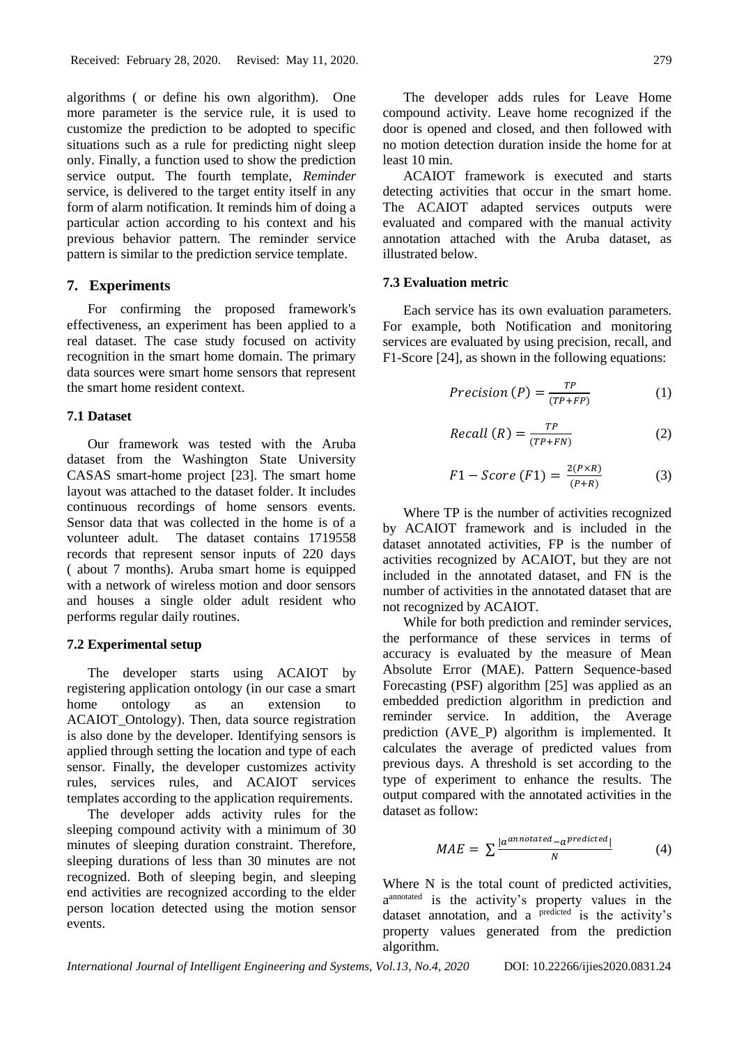algorithms ( or define his own algorithm). One more parameter is the service rule, it is used to customize the prediction to be adopted to specific situations such as a rule for predicting night sleep only. Finally, a function used to show the prediction service output. The fourth template, *Reminder* service, is delivered to the target entity itself in any form of alarm notification. It reminds him of doing a particular action according to his context and his previous behavior pattern. The reminder service pattern is similar to the prediction service template.

## 7. Experiments

For confirming the proposed framework's effectiveness, an experiment has been applied to a real dataset. The case study focused on activity recognition in the smart home domain. The primary data sources were smart home sensors that represent the smart home resident context.

### 7.1 Dataset

Our framework was tested with the Aruba dataset from the Washington State University CASAS smart-home project [23]. The smart home layout was attached to the dataset folder. It includes continuous recordings of home sensors events. Sensor data that was collected in the home is of a volunteer adult. The dataset contains 1719558 records that represent sensor inputs of 220 days ( about 7 months). Aruba smart home is equipped with a network of wireless motion and door sensors and houses a single older adult resident who performs regular daily routines.

### 7.2 Experimental setup

The developer starts using ACAIOT by registering application ontology (in our case a smart home ontology as an extension to ACAIOT_Ontology). Then, data source registration is also done by the developer. Identifying sensors is applied through setting the location and type of each sensor. Finally, the developer customizes activity rules, services rules, and ACAIOT services templates according to the application requirements.

The developer adds activity rules for the sleeping compound activity with a minimum of 30 minutes of sleeping duration constraint. Therefore, sleeping durations of less than 30 minutes are not recognized. Both of sleeping begin, and sleeping end activities are recognized according to the elder person location detected using the motion sensor events.

The developer adds rules for Leave Home compound activity. Leave home recognized if the door is opened and closed, and then followed with no motion detection duration inside the home for at least 10 min.

ACAIOT framework is executed and starts detecting activities that occur in the smart home. The ACAIOT adapted services outputs were evaluated and compared with the manual activity annotation attached with the Aruba dataset, as illustrated below.

### 7.3 Evaluation metric

Each service has its own evaluation parameters. For example, both Notification and monitoring services are evaluated by using precision, recall, and F1-Score [24], as shown in the following equations:

$$Precision\ (P) = \frac{TP}{(TP+FP)} \quad (1)$$

$$Recall\ (R) = \frac{TP}{(TP+FN)} \quad (2)$$

$$F1 - Score\ (F1) = \frac{2(P \times R)}{(P+R)} \quad (3)$$

Where TP is the number of activities recognized by ACAIOT framework and is included in the dataset annotated activities, FP is the number of activities recognized by ACAIOT, but they are not included in the annotated dataset, and FN is the number of activities in the annotated dataset that are not recognized by ACAIOT.

While for both prediction and reminder services, the performance of these services in terms of accuracy is evaluated by the measure of Mean Absolute Error (MAE). Pattern Sequence-based Forecasting (PSF) algorithm [25] was applied as an embedded prediction algorithm in prediction and reminder service. In addition, the Average prediction (AVE_P) algorithm is implemented. It calculates the average of predicted values from previous days. A threshold is set according to the type of experiment to enhance the results. The output compared with the annotated activities in the dataset as follow:

$$MAE = \sum \frac{|a^{annotated} - a^{predicted}|}{N} \quad (4)$$

Where N is the total count of predicted activities, $a^{annotated}$ is the activity's property values in the dataset annotation, and $a^{predicted}$ is the activity's property values generated from the prediction algorithm.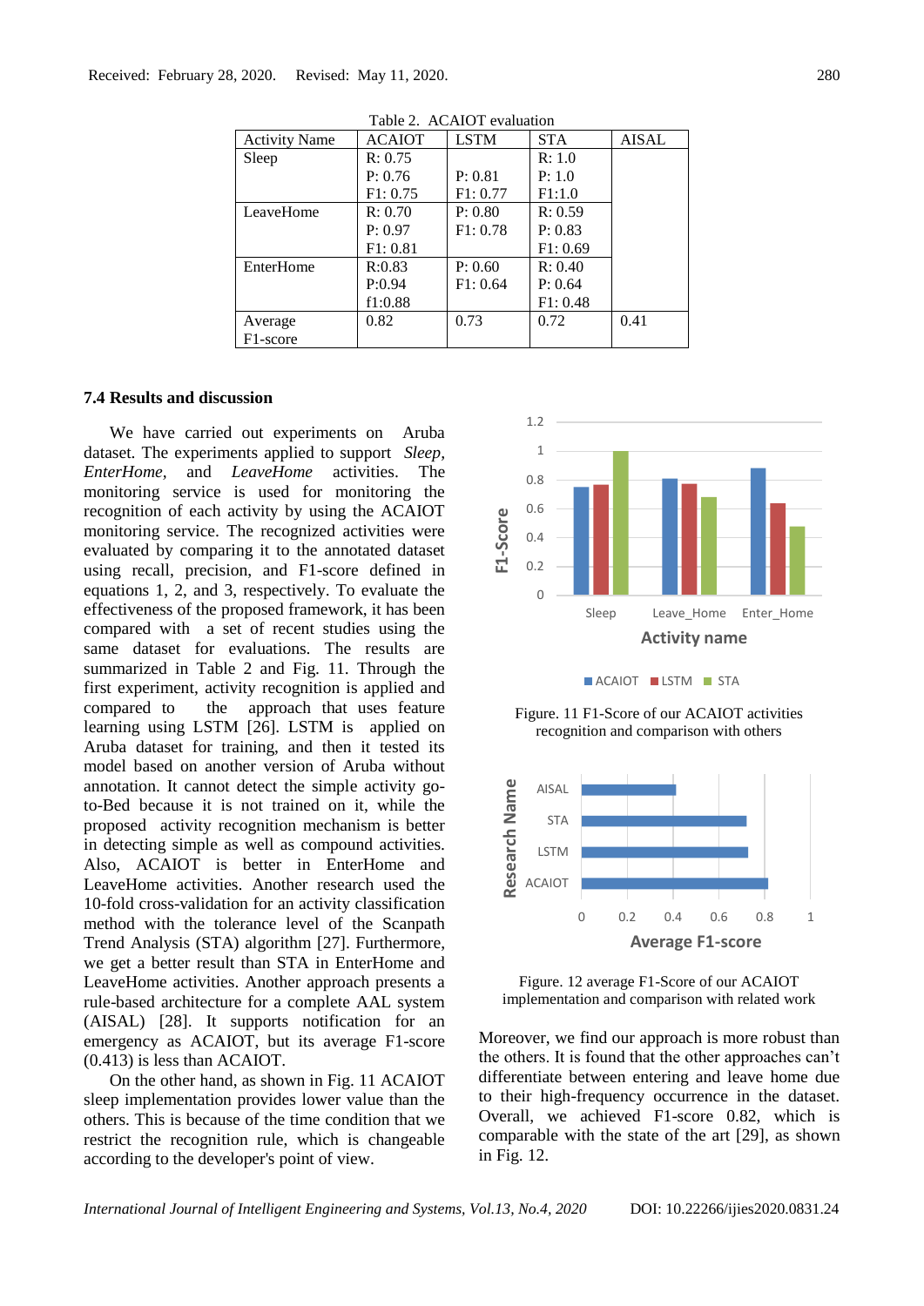Table 2. ACAIOT evaluation

| Activity Name | ACAIOT | LSTM | STA | AISAL |
|---|---|---|---|---|
| Sleep | R: 0.75<br>P: 0.76<br>F1: 0.75 | P: 0.81<br>F1: 0.77 | R: 1.0<br>P: 1.0<br>F1:1.0 | |
| LeaveHome | R: 0.70<br>P: 0.97<br>F1: 0.81 | P: 0.80<br>F1: 0.78 | R: 0.59<br>P: 0.83<br>F1: 0.69 | |
| EnterHome | R:0.83<br>P:0.94<br>f1:0.88 | P: 0.60<br>F1: 0.64 | R: 0.40<br>P: 0.64<br>F1: 0.48 | |
| Average F1-score | 0.82 | 0.73 | 0.72 | 0.41 |

### 7.4 Results and discussion

We have carried out experiments on Aruba dataset. The experiments applied to support *Sleep*, *EnterHome*, and *LeaveHome* activities. The monitoring service is used for monitoring the recognition of each activity by using the ACAIOT monitoring service. The recognized activities were evaluated by comparing it to the annotated dataset using recall, precision, and F1-score defined in equations 1, 2, and 3, respectively. To evaluate the effectiveness of the proposed framework, it has been compared with a set of recent studies using the same dataset for evaluations. The results are summarized in Table 2 and Fig. 11. Through the first experiment, activity recognition is applied and compared to the approach that uses feature learning using LSTM [26]. LSTM is applied on Aruba dataset for training, and then it tested its model based on another version of Aruba without annotation. It cannot detect the simple activity go-to-Bed because it is not trained on it, while the proposed activity recognition mechanism is better in detecting simple as well as compound activities. Also, ACAIOT is better in EnterHome and LeaveHome activities. Another research used the 10-fold cross-validation for an activity classification method with the tolerance level of the Scanpath Trend Analysis (STA) algorithm [27]. Furthermore, we get a better result than STA in EnterHome and LeaveHome activities. Another approach presents a rule-based architecture for a complete AAL system (AISAL) [28]. It supports notification for an emergency as ACAIOT, but its average F1-score (0.413) is less than ACAIOT.

On the other hand, as shown in Fig. 11 ACAIOT sleep implementation provides lower value than the others. This is because of the time condition that we restrict the recognition rule, which is changeable according to the developer's point of view.

Figure. 11 F1-Score of our ACAIOT activities recognition and comparison with others

Figure. 12 average F1-Score of our ACAIOT implementation and comparison with related work

Moreover, we find our approach is more robust than the others. It is found that the other approaches can't differentiate between entering and leave home due to their high-frequency occurrence in the dataset. Overall, we achieved F1-score 0.82, which is comparable with the state of the art [29], as shown in Fig. 12.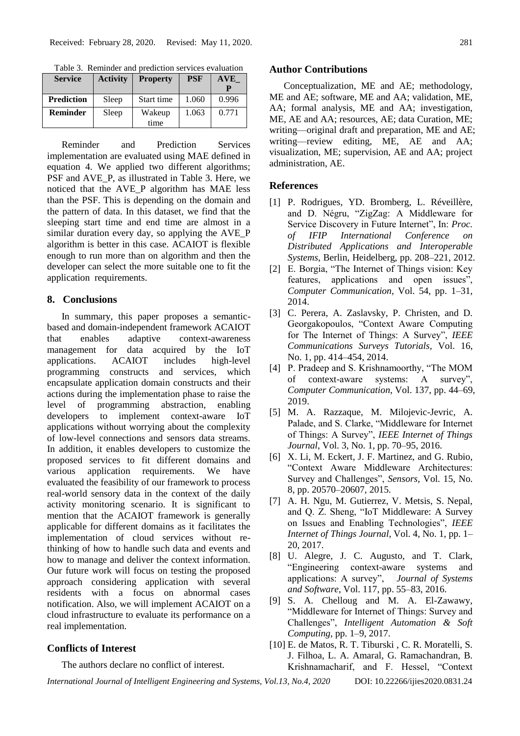Table 3. Reminder and prediction services evaluation

| Service | Activity | Property | PSF | AVE_P |
|---|---|---|---|---|
| **Prediction** | Sleep | Start time | 1.060 | 0.996 |
| **Reminder** | Sleep | Wakeup time | 1.063 | 0.771 |

Reminder and Prediction Services implementation are evaluated using MAE defined in equation 4. We applied two different algorithms; PSF and AVE_P, as illustrated in Table 3. Here, we noticed that the AVE_P algorithm has MAE less than the PSF. This is depending on the domain and the pattern of data. In this dataset, we find that the sleeping start time and end time are almost in a similar duration every day, so applying the AVE_P algorithm is better in this case. ACAIOT is flexible enough to run more than on algorithm and then the developer can select the more suitable one to fit the application requirements.

## 8. Conclusions

In summary, this paper proposes a semantic-based and domain-independent framework ACAIOT that enables adaptive context-awareness management for data acquired by the IoT applications. ACAIOT includes high-level programming constructs and services, which encapsulate application domain constructs and their actions during the implementation phase to raise the level of programming abstraction, enabling developers to implement context-aware IoT applications without worrying about the complexity of low-level connections and sensors data streams. In addition, it enables developers to customize the proposed services to fit different domains and various application requirements. We have evaluated the feasibility of our framework to process real-world sensory data in the context of the daily activity monitoring scenario. It is significant to mention that the ACAIOT framework is generally applicable for different domains as it facilitates the implementation of cloud services without re-thinking of how to handle such data and events and how to manage and deliver the context information. Our future work will focus on testing the proposed approach considering application with several residents with a focus on abnormal cases notification. Also, we will implement ACAIOT on a cloud infrastructure to evaluate its performance on a real implementation.

## Conflicts of Interest

The authors declare no conflict of interest.

## Author Contributions

Conceptualization, ME and AE; methodology, ME and AE; software, ME and AA; validation, ME, AA; formal analysis, ME and AA; investigation, ME, AE and AA; resources, AE; data Curation, ME; writing—original draft and preparation, ME and AE; writing—review editing, ME, AE and AA; visualization, ME; supervision, AE and AA; project administration, AE.

## References

[1] P. Rodrigues, YD. Bromberg, L. Réveillère, and D. Négru, "ZigZag: A Middleware for Service Discovery in Future Internet", In: *Proc. of IFIP International Conference on Distributed Applications and Interoperable Systems*, Berlin, Heidelberg, pp. 208–221, 2012.

[2] E. Borgia, "The Internet of Things vision: Key features, applications and open issues", *Computer Communication*, Vol. 54, pp. 1–31, 2014.

[3] C. Perera, A. Zaslavsky, P. Christen, and D. Georgakopoulos, "Context Aware Computing for The Internet of Things: A Survey", *IEEE Communications Surveys Tutorials*, Vol. 16, No. 1, pp. 414–454, 2014.

[4] P. Pradeep and S. Krishnamoorthy, "The MOM of context-aware systems: A survey", *Computer Communication*, Vol. 137, pp. 44–69, 2019.

[5] M. A. Razzaque, M. Milojevic-Jevric, A. Palade, and S. Clarke, "Middleware for Internet of Things: A Survey", *IEEE Internet of Things Journal*, Vol. 3, No. 1, pp. 70–95, 2016.

[6] X. Li, M. Eckert, J. F. Martinez, and G. Rubio, "Context Aware Middleware Architectures: Survey and Challenges", *Sensors*, Vol. 15, No. 8, pp. 20570–20607, 2015.

[7] A. H. Ngu, M. Gutierrez, V. Metsis, S. Nepal, and Q. Z. Sheng, "IoT Middleware: A Survey on Issues and Enabling Technologies", *IEEE Internet of Things Journal*, Vol. 4, No. 1, pp. 1–20, 2017.

[8] U. Alegre, J. C. Augusto, and T. Clark, "Engineering context-aware systems and applications: A survey", *Journal of Systems and Software*, Vol. 117, pp. 55–83, 2016.

[9] S. A. Chelloug and M. A. El-Zawawy, "Middleware for Internet of Things: Survey and Challenges", *Intelligent Automation & Soft Computing*, pp. 1–9, 2017.

[10] E. de Matos, R. T. Tiburski , C. R. Moratelli, S. J. Filhoa, L. A. Amaral, G. Ramachandran, B. Krishnamacharif, and F. Hessel, "Context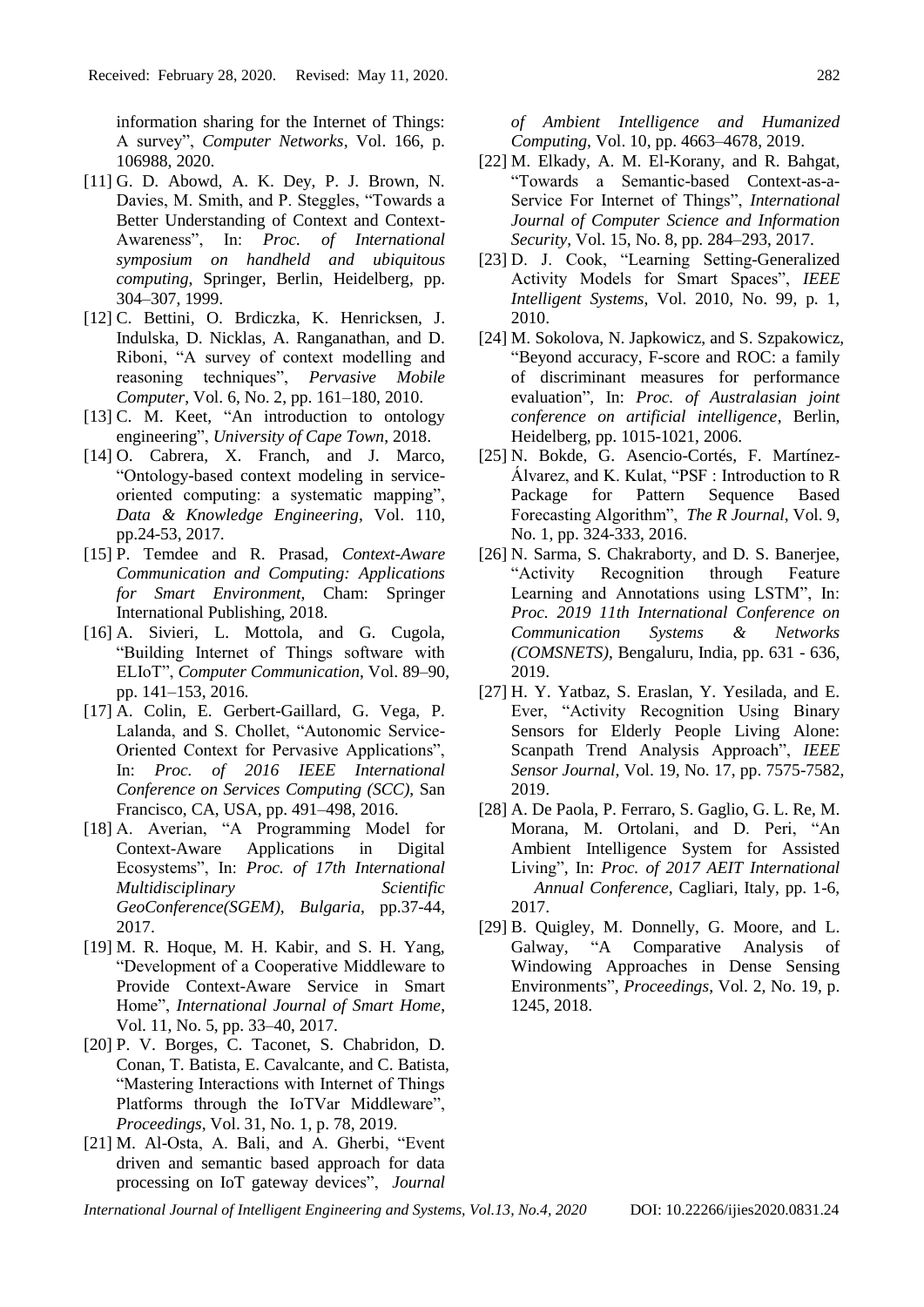information sharing for the Internet of Things: A survey", *Computer Networks*, Vol. 166, p. 106988, 2020.

[11] G. D. Abowd, A. K. Dey, P. J. Brown, N. Davies, M. Smith, and P. Steggles, "Towards a Better Understanding of Context and Context-Awareness", In: *Proc. of International symposium on handheld and ubiquitous computing*, Springer, Berlin, Heidelberg, pp. 304–307, 1999.

[12] C. Bettini, O. Brdiczka, K. Henricksen, J. Indulska, D. Nicklas, A. Ranganathan, and D. Riboni, "A survey of context modelling and reasoning techniques", *Pervasive Mobile Computer*, Vol. 6, No. 2, pp. 161–180, 2010.

[13] C. M. Keet, "An introduction to ontology engineering", *University of Cape Town*, 2018.

[14] O. Cabrera, X. Franch, and J. Marco, "Ontology-based context modeling in service-oriented computing: a systematic mapping", *Data & Knowledge Engineering*, Vol. 110, pp.24-53, 2017.

[15] P. Temdee and R. Prasad, *Context-Aware Communication and Computing: Applications for Smart Environment*, Cham: Springer International Publishing, 2018.

[16] A. Sivieri, L. Mottola, and G. Cugola, "Building Internet of Things software with ELIoT", *Computer Communication*, Vol. 89–90, pp. 141–153, 2016.

[17] A. Colin, E. Gerbert-Gaillard, G. Vega, P. Lalanda, and S. Chollet, "Autonomic Service-Oriented Context for Pervasive Applications", In: *Proc. of 2016 IEEE International Conference on Services Computing (SCC)*, San Francisco, CA, USA, pp. 491–498, 2016.

[18] A. Averian, "A Programming Model for Context-Aware Applications in Digital Ecosystems", In: *Proc. of 17th International Multidisciplinary Scientific GeoConference(SGEM), Bulgaria*, pp.37-44, 2017.

[19] M. R. Hoque, M. H. Kabir, and S. H. Yang, "Development of a Cooperative Middleware to Provide Context-Aware Service in Smart Home", *International Journal of Smart Home*, Vol. 11, No. 5, pp. 33–40, 2017.

[20] P. V. Borges, C. Taconet, S. Chabridon, D. Conan, T. Batista, E. Cavalcante, and C. Batista, "Mastering Interactions with Internet of Things Platforms through the IoTVar Middleware", *Proceedings*, Vol. 31, No. 1, p. 78, 2019.

[21] M. Al-Osta, A. Bali, and A. Gherbi, "Event driven and semantic based approach for data processing on IoT gateway devices", *Journal of Ambient Intelligence and Humanized Computing*, Vol. 10, pp. 4663–4678, 2019.

[22] M. Elkady, A. M. El-Korany, and R. Bahgat, "Towards a Semantic-based Context-as-a-Service For Internet of Things", *International Journal of Computer Science and Information Security*, Vol. 15, No. 8, pp. 284–293, 2017.

[23] D. J. Cook, "Learning Setting-Generalized Activity Models for Smart Spaces", *IEEE Intelligent Systems*, Vol. 2010, No. 99, p. 1, 2010.

[24] M. Sokolova, N. Japkowicz, and S. Szpakowicz, "Beyond accuracy, F-score and ROC: a family of discriminant measures for performance evaluation", In: *Proc. of Australasian joint conference on artificial intelligence*, Berlin, Heidelberg, pp. 1015-1021, 2006.

[25] N. Bokde, G. Asencio-Cortés, F. Martínez-Álvarez, and K. Kulat, "PSF : Introduction to R Package for Pattern Sequence Based Forecasting Algorithm", *The R Journal*, Vol. 9, No. 1, pp. 324-333, 2016.

[26] N. Sarma, S. Chakraborty, and D. S. Banerjee, "Activity Recognition through Feature Learning and Annotations using LSTM", In: *Proc. 2019 11th International Conference on Communication Systems & Networks (COMSNETS)*, Bengaluru, India, pp. 631 - 636, 2019.

[27] H. Y. Yatbaz, S. Eraslan, Y. Yesilada, and E. Ever, "Activity Recognition Using Binary Sensors for Elderly People Living Alone: Scanpath Trend Analysis Approach", *IEEE Sensor Journal*, Vol. 19, No. 17, pp. 7575-7582, 2019.

[28] A. De Paola, P. Ferraro, S. Gaglio, G. L. Re, M. Morana, M. Ortolani, and D. Peri, "An Ambient Intelligence System for Assisted Living", In: *Proc. of 2017 AEIT International Annual Conference*, Cagliari, Italy, pp. 1-6, 2017.

[29] B. Quigley, M. Donnelly, G. Moore, and L. Galway, "A Comparative Analysis of Windowing Approaches in Dense Sensing Environments", *Proceedings*, Vol. 2, No. 19, p. 1245, 2018.